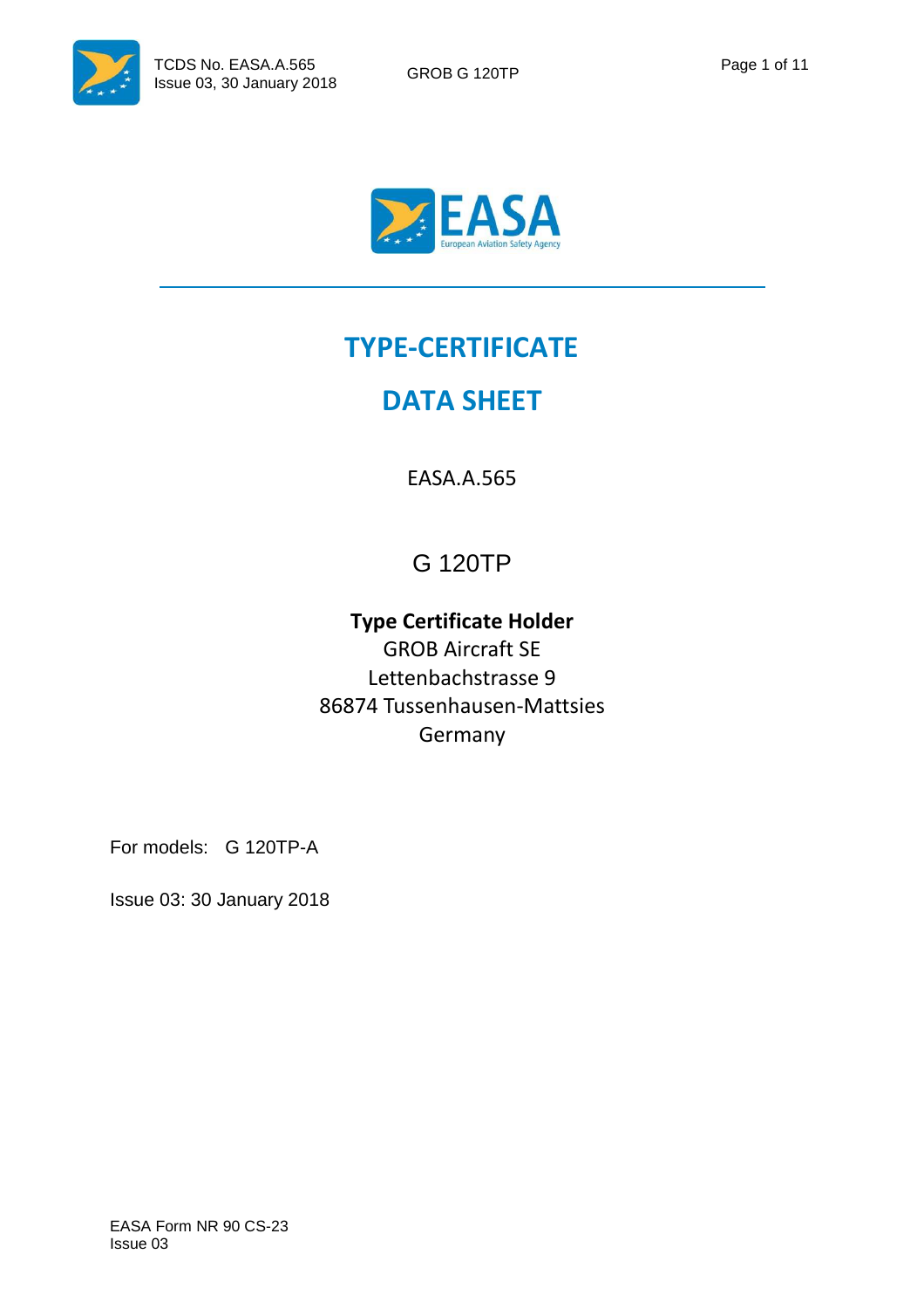# TYPE-CERTIFICATE

# DATA SHEET

EASA.A.565

## G 120TP

**Type Certificate Holder**

GROB Aircraft SE
Lettenbachstrasse 9
86874 Tussenhausen-Mattsies
Germany

For models: G 120TP-A

Issue 03: 30 January 2018

EASA Form NR 90 CS-23
Issue 03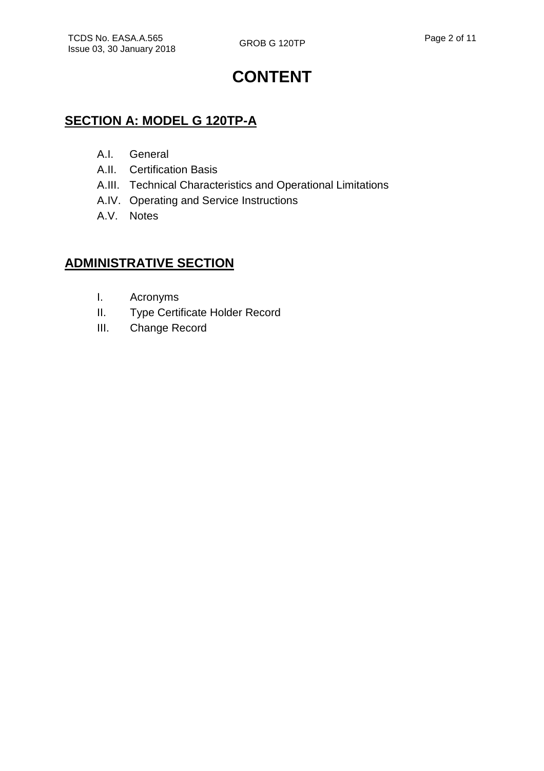# CONTENT

## SECTION A: MODEL G 120TP-A

- A.I. General
- A.II. Certification Basis
- A.III. Technical Characteristics and Operational Limitations
- A.IV. Operating and Service Instructions
- A.V. Notes

## ADMINISTRATIVE SECTION

- I. Acronyms
- II. Type Certificate Holder Record
- III. Change Record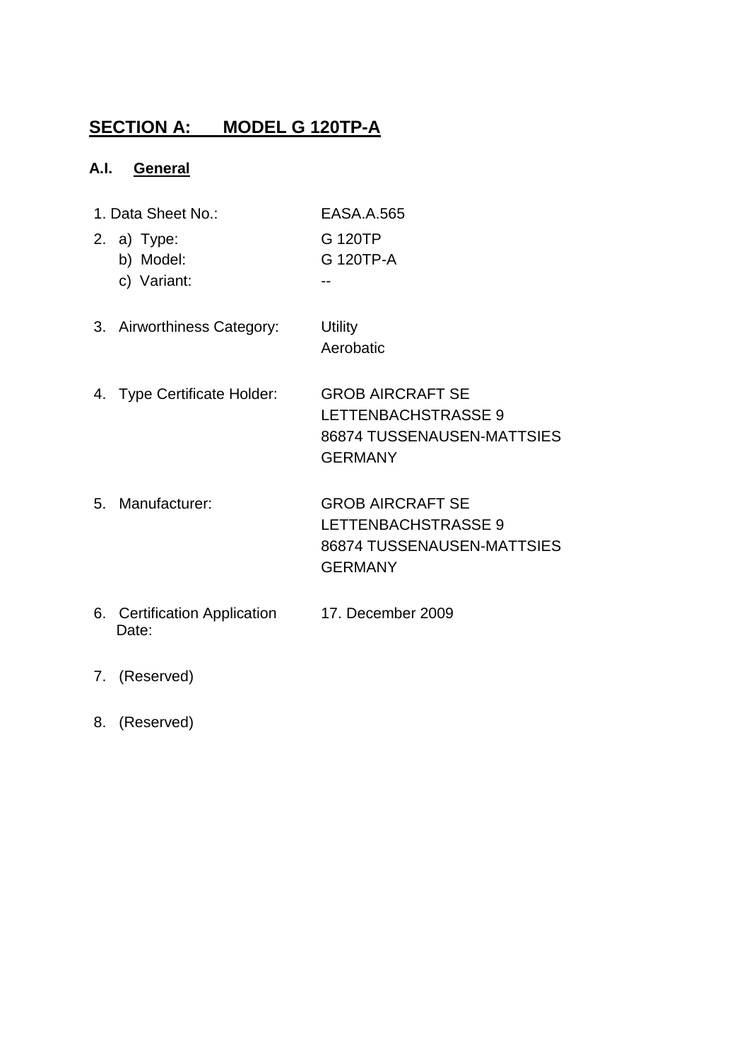# SECTION A: MODEL G 120TP-A

## A.I. General

| | |
|---|---|
| 1. Data Sheet No.: | EASA.A.565 |
| 2. a) Type: | G 120TP |
| b) Model: | G 120TP-A |
| c) Variant: | -- |
| 3. Airworthiness Category: | Utility<br>Aerobatic |
| 4. Type Certificate Holder: | GROB AIRCRAFT SE<br>LETTENBACHSTRASSE 9<br>86874 TUSSENAUSEN-MATTSIES<br>GERMANY |
| 5. Manufacturer: | GROB AIRCRAFT SE<br>LETTENBACHSTRASSE 9<br>86874 TUSSENAUSEN-MATTSIES<br>GERMANY |
| 6. Certification Application Date: | 17. December 2009 |
| 7. (Reserved) | |
| 8. (Reserved) | |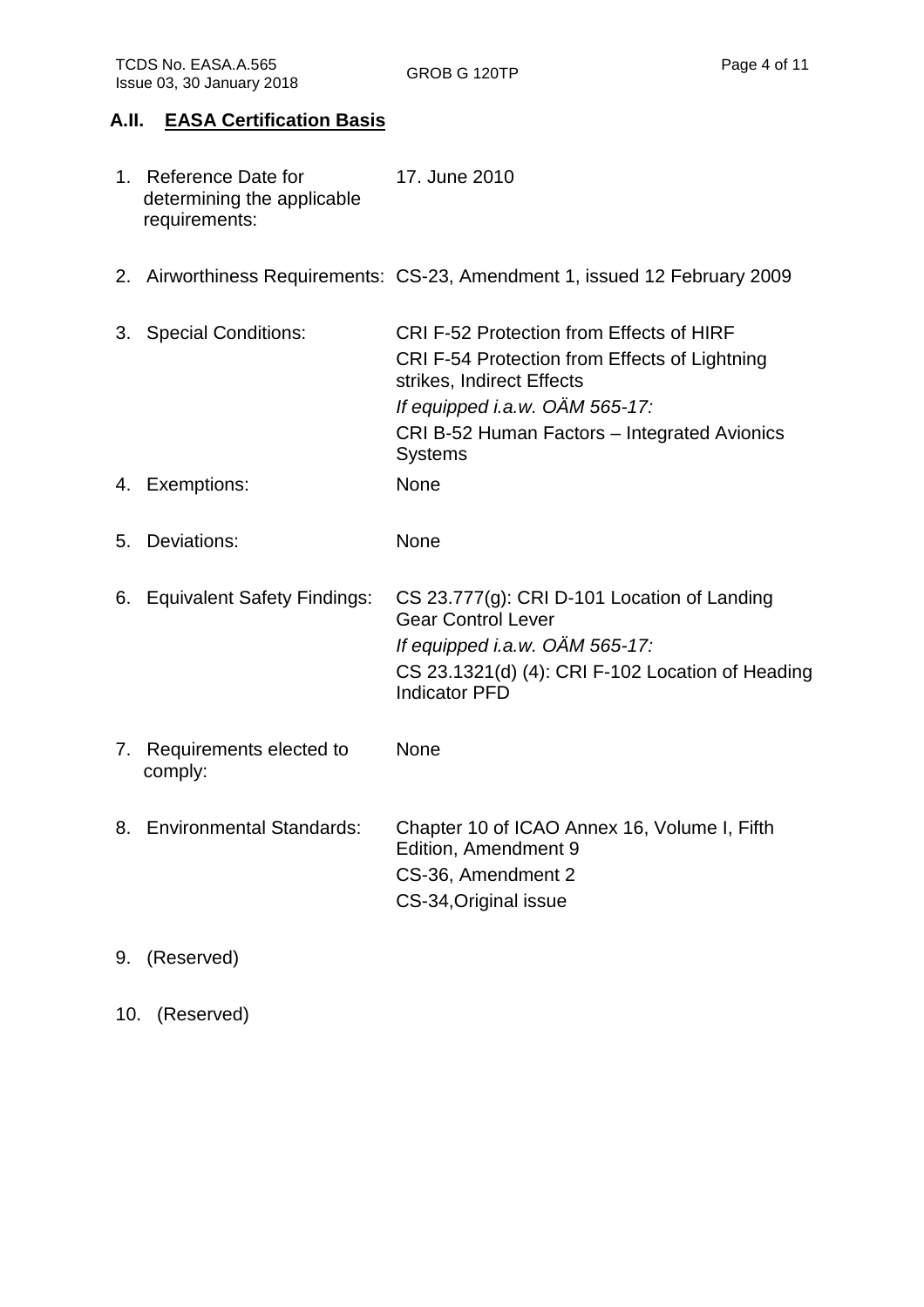## A.II. **EASA Certification Basis**

1. Reference Date for determining the applicable requirements: 17. June 2010

2. Airworthiness Requirements: CS-23, Amendment 1, issued 12 February 2009

3. Special Conditions: CRI F-52 Protection from Effects of HIRF
   CRI F-54 Protection from Effects of Lightning strikes, Indirect Effects
   *If equipped i.a.w. OÄM 565-17:*
   CRI B-52 Human Factors – Integrated Avionics Systems

4. Exemptions: None

5. Deviations: None

6. Equivalent Safety Findings: CS 23.777(g): CRI D-101 Location of Landing Gear Control Lever
   *If equipped i.a.w. OÄM 565-17:*
   CS 23.1321(d) (4): CRI F-102 Location of Heading Indicator PFD

7. Requirements elected to comply: None

8. Environmental Standards: Chapter 10 of ICAO Annex 16, Volume I, Fifth Edition, Amendment 9
   CS-36, Amendment 2
   CS-34,Original issue

9. (Reserved)

10. (Reserved)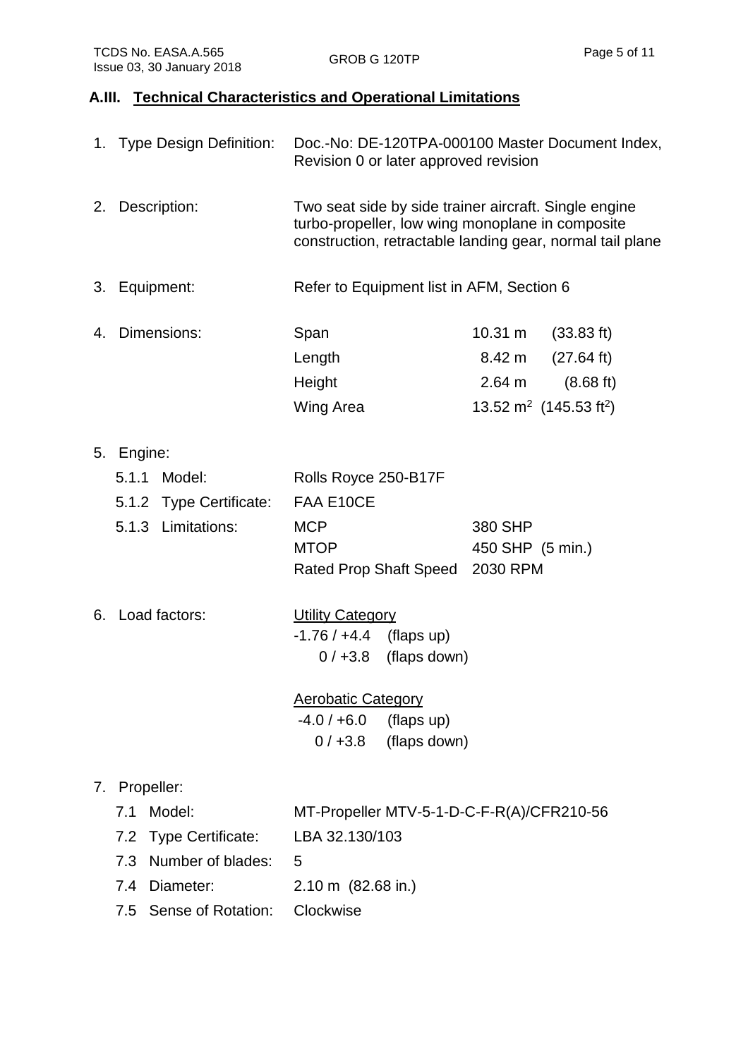## A.III. Technical Characteristics and Operational Limitations

1. Type Design Definition: Doc.-No: DE-120TPA-000100 Master Document Index, Revision 0 or later approved revision

2. Description: Two seat side by side trainer aircraft. Single engine turbo-propeller, low wing monoplane in composite construction, retractable landing gear, normal tail plane

3. Equipment: Refer to Equipment list in AFM, Section 6

4. Dimensions:

| | | |
|---|---|---|
| Span | 10.31 m | (33.83 ft) |
| Length | 8.42 m | (27.64 ft) |
| Height | 2.64 m | (8.68 ft) |
| Wing Area | 13.52 $m^2$ | (145.53 $ft^2$) |

5. Engine:
   - 5.1.1 Model: Rolls Royce 250-B17F
   - 5.1.2 Type Certificate: FAA E10CE
   - 5.1.3 Limitations:

| | |
|---|---|
| MCP | 380 SHP |
| MTOP | 450 SHP (5 min.) |
| Rated Prop Shaft Speed | 2030 RPM |

6. Load factors:

   Utility Category
   - -1.76 / +4.4 (flaps up)
   - 0 / +3.8 (flaps down)

   Aerobatic Category
   - -4.0 / +6.0 (flaps up)
   - 0 / +3.8 (flaps down)

7. Propeller:
   - 7.1 Model: MT-Propeller MTV-5-1-D-C-F-R(A)/CFR210-56
   - 7.2 Type Certificate: LBA 32.130/103
   - 7.3 Number of blades: 5
   - 7.4 Diameter: 2.10 m (82.68 in.)
   - 7.5 Sense of Rotation: Clockwise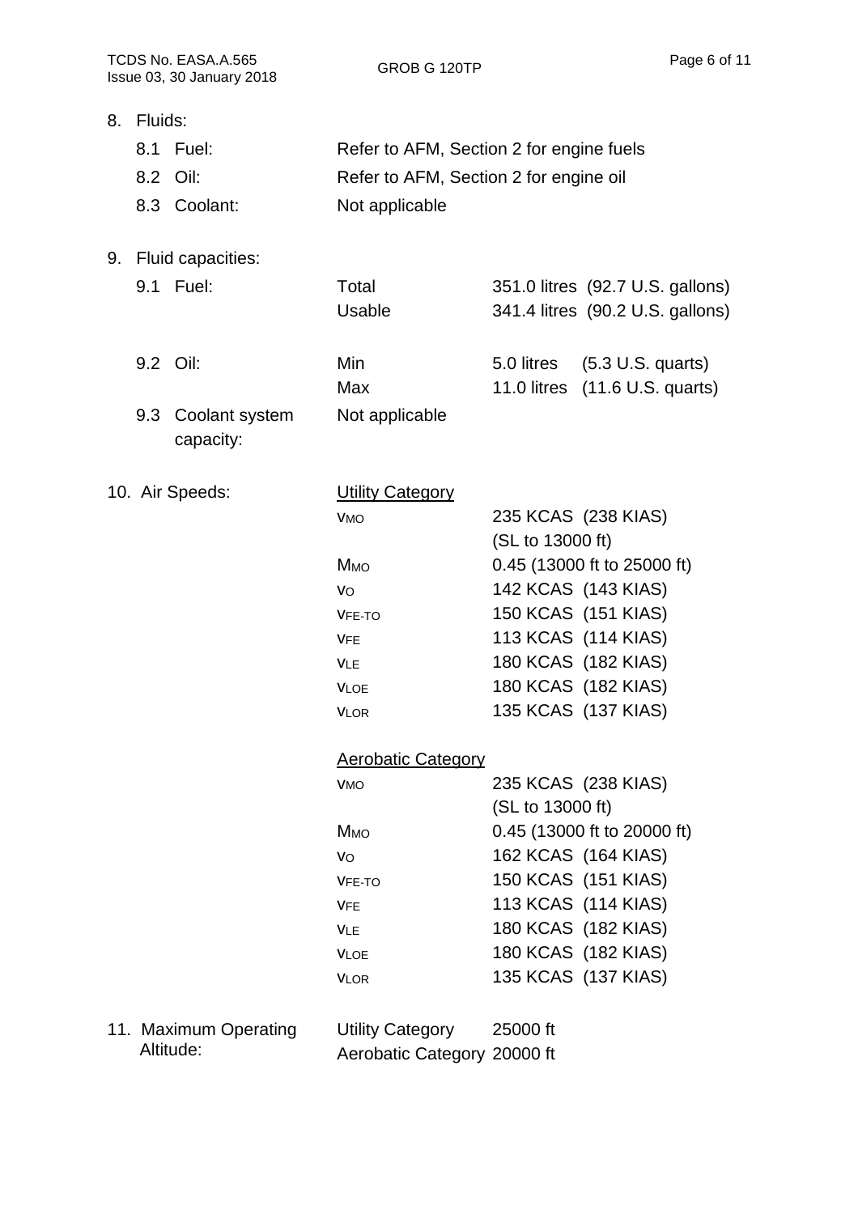8. Fluids:

| | | |
|---|---|---|
| 8.1 Fuel: | Refer to AFM, Section 2 for engine fuels | |
| 8.2 Oil: | Refer to AFM, Section 2 for engine oil | |
| 8.3 Coolant: | Not applicable | |

9. Fluid capacities:

| | | |
|---|---|---|
| 9.1 Fuel: | Total | 351.0 litres (92.7 U.S. gallons) |
| | Usable | 341.4 litres (90.2 U.S. gallons) |
| 9.2 Oil: | Min | 5.0 litres (5.3 U.S. quarts) |
| | Max | 11.0 litres (11.6 U.S. quarts) |
| 9.3 Coolant system capacity: | Not applicable | |

10. Air Speeds:

Utility Category

| | |
|---|---|
| $V_{MO}$ | 235 KCAS (238 KIAS) (SL to 13000 ft) |
| $M_{MO}$ | 0.45 (13000 ft to 25000 ft) |
| $V_O$ | 142 KCAS (143 KIAS) |
| $V_{FE-TO}$ | 150 KCAS (151 KIAS) |
| $V_{FE}$ | 113 KCAS (114 KIAS) |
| $V_{LE}$ | 180 KCAS (182 KIAS) |
| $V_{LOE}$ | 180 KCAS (182 KIAS) |
| $V_{LOR}$ | 135 KCAS (137 KIAS) |

Aerobatic Category

| | |
|---|---|
| $V_{MO}$ | 235 KCAS (238 KIAS) (SL to 13000 ft) |
| $M_{MO}$ | 0.45 (13000 ft to 20000 ft) |
| $V_O$ | 162 KCAS (164 KIAS) |
| $V_{FE-TO}$ | 150 KCAS (151 KIAS) |
| $V_{FE}$ | 113 KCAS (114 KIAS) |
| $V_{LE}$ | 180 KCAS (182 KIAS) |
| $V_{LOE}$ | 180 KCAS (182 KIAS) |
| $V_{LOR}$ | 135 KCAS (137 KIAS) |

11. Maximum Operating Altitude:

| | |
|---|---|
| Utility Category | 25000 ft |
| Aerobatic Category | 20000 ft |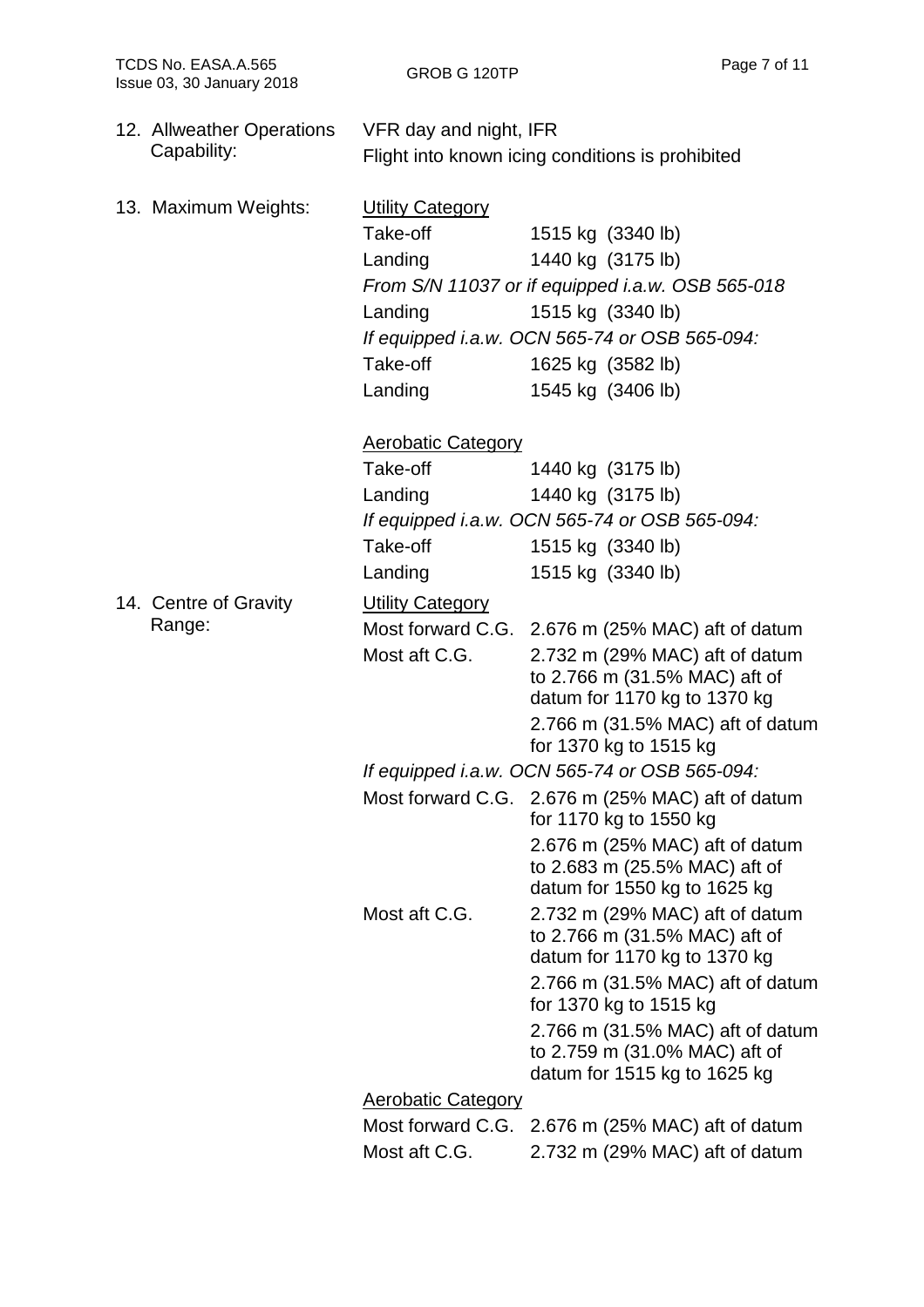**12. Allweather Operations Capability:**

VFR day and night, IFR

Flight into known icing conditions is prohibited

**13. Maximum Weights:**

<u>Utility Category</u>

| | |
|---|---|
| Take-off | 1515 kg (3340 lb) |
| Landing | 1440 kg (3175 lb) |

*From S/N 11037 or if equipped i.a.w. OSB 565-018*

| | |
|---|---|
| Landing | 1515 kg (3340 lb) |

*If equipped i.a.w. OCN 565-74 or OSB 565-094:*

| | |
|---|---|
| Take-off | 1625 kg (3582 lb) |
| Landing | 1545 kg (3406 lb) |

<u>Aerobatic Category</u>

| | |
|---|---|
| Take-off | 1440 kg (3175 lb) |
| Landing | 1440 kg (3175 lb) |

*If equipped i.a.w. OCN 565-74 or OSB 565-094:*

| | |
|---|---|
| Take-off | 1515 kg (3340 lb) |
| Landing | 1515 kg (3340 lb) |

**14. Centre of Gravity Range:**

<u>Utility Category</u>

| | |
|---|---|
| Most forward C.G. | 2.676 m (25% MAC) aft of datum |
| Most aft C.G. | 2.732 m (29% MAC) aft of datum to 2.766 m (31.5% MAC) aft of datum for 1170 kg to 1370 kg |
| | 2.766 m (31.5% MAC) aft of datum for 1370 kg to 1515 kg |

*If equipped i.a.w. OCN 565-74 or OSB 565-094:*

| | |
|---|---|
| Most forward C.G. | 2.676 m (25% MAC) aft of datum for 1170 kg to 1550 kg |
| | 2.676 m (25% MAC) aft of datum to 2.683 m (25.5% MAC) aft of datum for 1550 kg to 1625 kg |
| Most aft C.G. | 2.732 m (29% MAC) aft of datum to 2.766 m (31.5% MAC) aft of datum for 1170 kg to 1370 kg |
| | 2.766 m (31.5% MAC) aft of datum for 1370 kg to 1515 kg |
| | 2.766 m (31.5% MAC) aft of datum to 2.759 m (31.0% MAC) aft of datum for 1515 kg to 1625 kg |

<u>Aerobatic Category</u>

| | |
|---|---|
| Most forward C.G. | 2.676 m (25% MAC) aft of datum |
| Most aft C.G. | 2.732 m (29% MAC) aft of datum |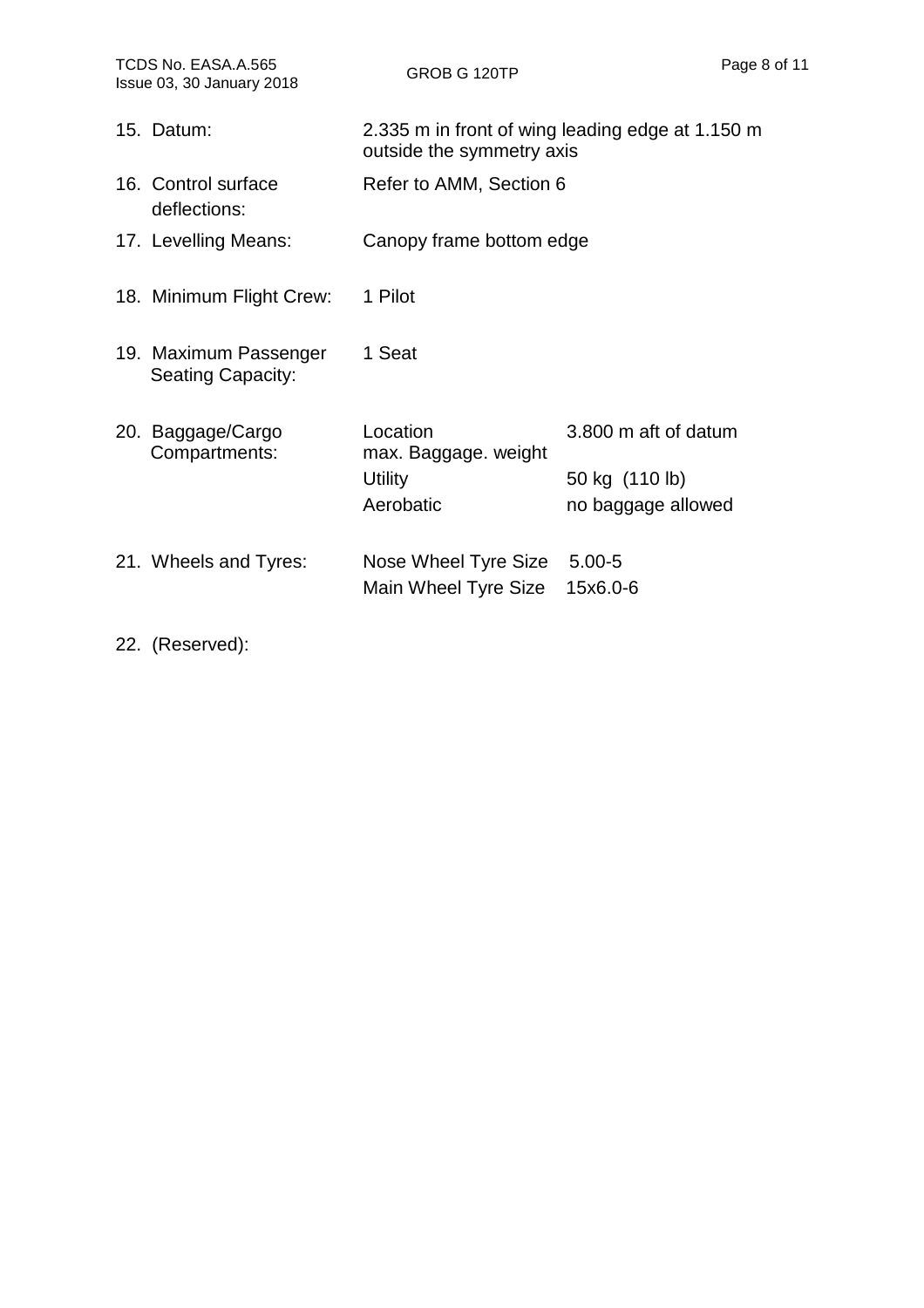15. Datum: 2.335 m in front of wing leading edge at 1.150 m outside the symmetry axis

16. Control surface deflections: Refer to AMM, Section 6

17. Levelling Means: Canopy frame bottom edge

18. Minimum Flight Crew: 1 Pilot

19. Maximum Passenger Seating Capacity: 1 Seat

20. Baggage/Cargo Compartments:

| | |
|---|---|
| Location | 3.800 m aft of datum |
| max. Baggage. weight | |
| Utility | 50 kg (110 lb) |
| Aerobatic | no baggage allowed |

21. Wheels and Tyres:

| | |
|---|---|
| Nose Wheel Tyre Size | 5.00-5 |
| Main Wheel Tyre Size | 15x6.0-6 |

22. (Reserved):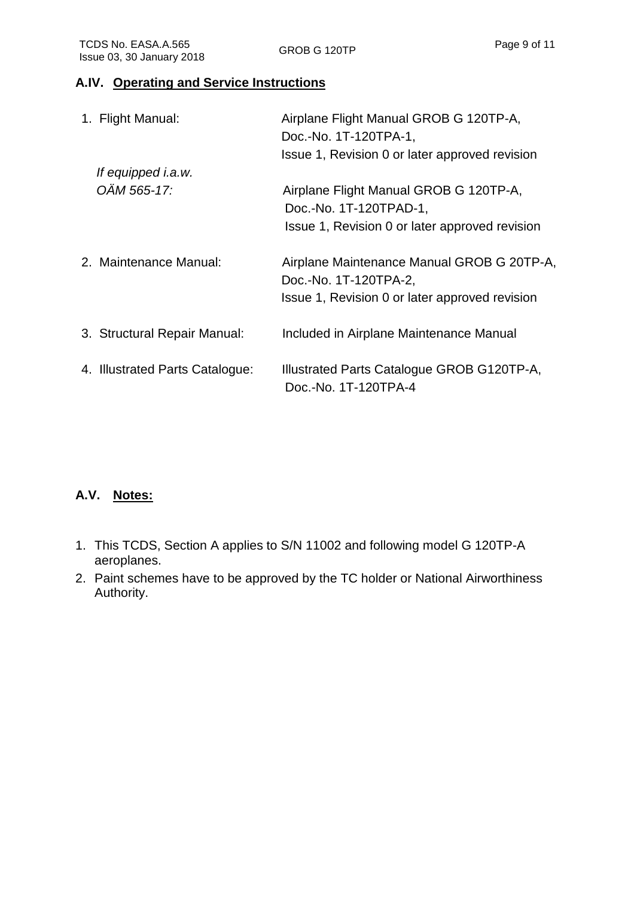## A.IV. Operating and Service Instructions

| | |
|---|---|
| 1. Flight Manual: | Airplane Flight Manual GROB G 120TP-A, Doc.-No. 1T-120TPA-1, Issue 1, Revision 0 or later approved revision |
| *If equipped i.a.w. OÄM 565-17:* | Airplane Flight Manual GROB G 120TP-A, Doc.-No. 1T-120TPAD-1, Issue 1, Revision 0 or later approved revision |
| 2. Maintenance Manual: | Airplane Maintenance Manual GROB G 20TP-A, Doc.-No. 1T-120TPA-2, Issue 1, Revision 0 or later approved revision |
| 3. Structural Repair Manual: | Included in Airplane Maintenance Manual |
| 4. Illustrated Parts Catalogue: | Illustrated Parts Catalogue GROB G120TP-A, Doc.-No. 1T-120TPA-4 |

## A.V. Notes:

1. This TCDS, Section A applies to S/N 11002 and following model G 120TP-A aeroplanes.
2. Paint schemes have to be approved by the TC holder or National Airworthiness Authority.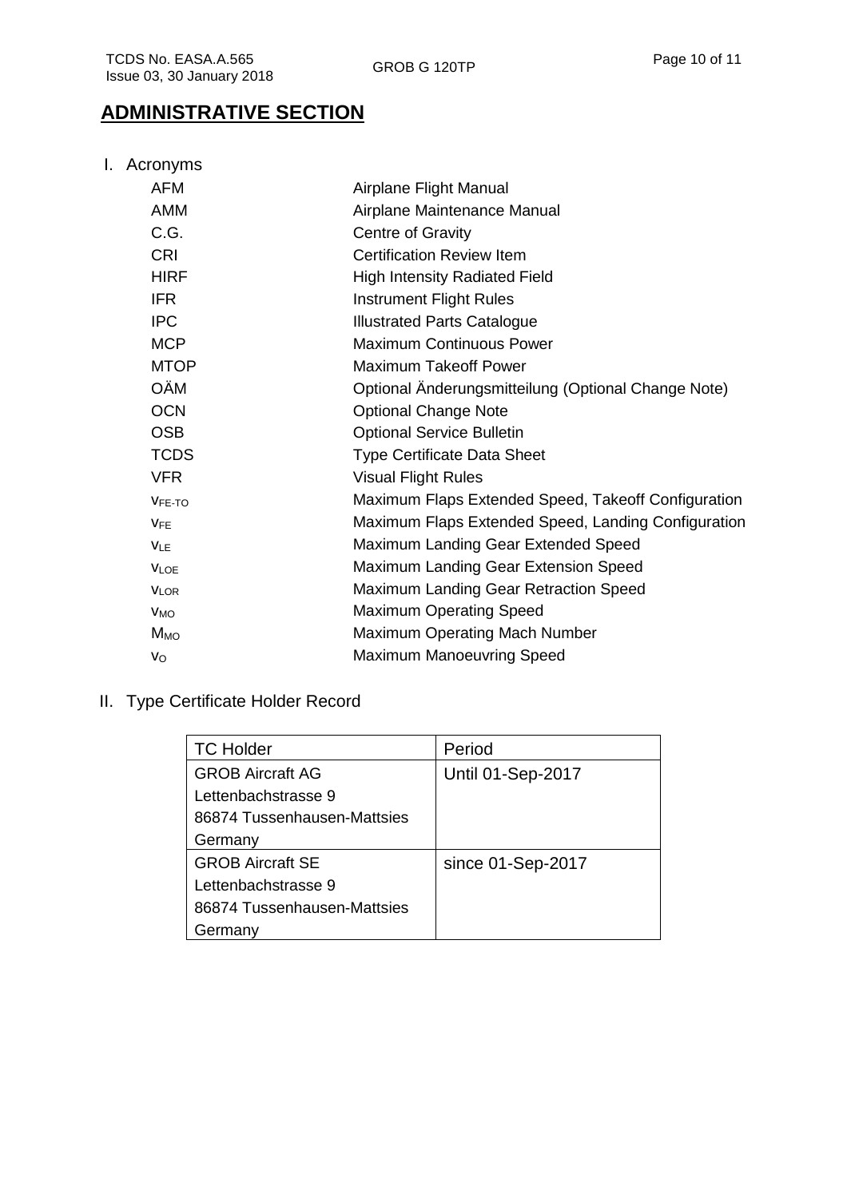# ADMINISTRATIVE SECTION

## I. Acronyms

| | |
|---|---|
| AFM | Airplane Flight Manual |
| AMM | Airplane Maintenance Manual |
| C.G. | Centre of Gravity |
| CRI | Certification Review Item |
| HIRF | High Intensity Radiated Field |
| IFR | Instrument Flight Rules |
| IPC | Illustrated Parts Catalogue |
| MCP | Maximum Continuous Power |
| MTOP | Maximum Takeoff Power |
| OÄM | Optional Änderungsmitteilung (Optional Change Note) |
| OCN | Optional Change Note |
| OSB | Optional Service Bulletin |
| TCDS | Type Certificate Data Sheet |
| VFR | Visual Flight Rules |
| $v_{FE-TO}$ | Maximum Flaps Extended Speed, Takeoff Configuration |
| $v_{FE}$ | Maximum Flaps Extended Speed, Landing Configuration |
| $v_{LE}$ | Maximum Landing Gear Extended Speed |
| $v_{LOE}$ | Maximum Landing Gear Extension Speed |
| $v_{LOR}$ | Maximum Landing Gear Retraction Speed |
| $v_{MO}$ | Maximum Operating Speed |
| $M_{MO}$ | Maximum Operating Mach Number |
| $v_{O}$ | Maximum Manoeuvring Speed |

## II. Type Certificate Holder Record

| TC Holder | Period |
|---|---|
| GROB Aircraft AG<br>Lettenbachstrasse 9<br>86874 Tussenhausen-Mattsies<br>Germany | Until 01-Sep-2017 |
| GROB Aircraft SE<br>Lettenbachstrasse 9<br>86874 Tussenhausen-Mattsies<br>Germany | since 01-Sep-2017 |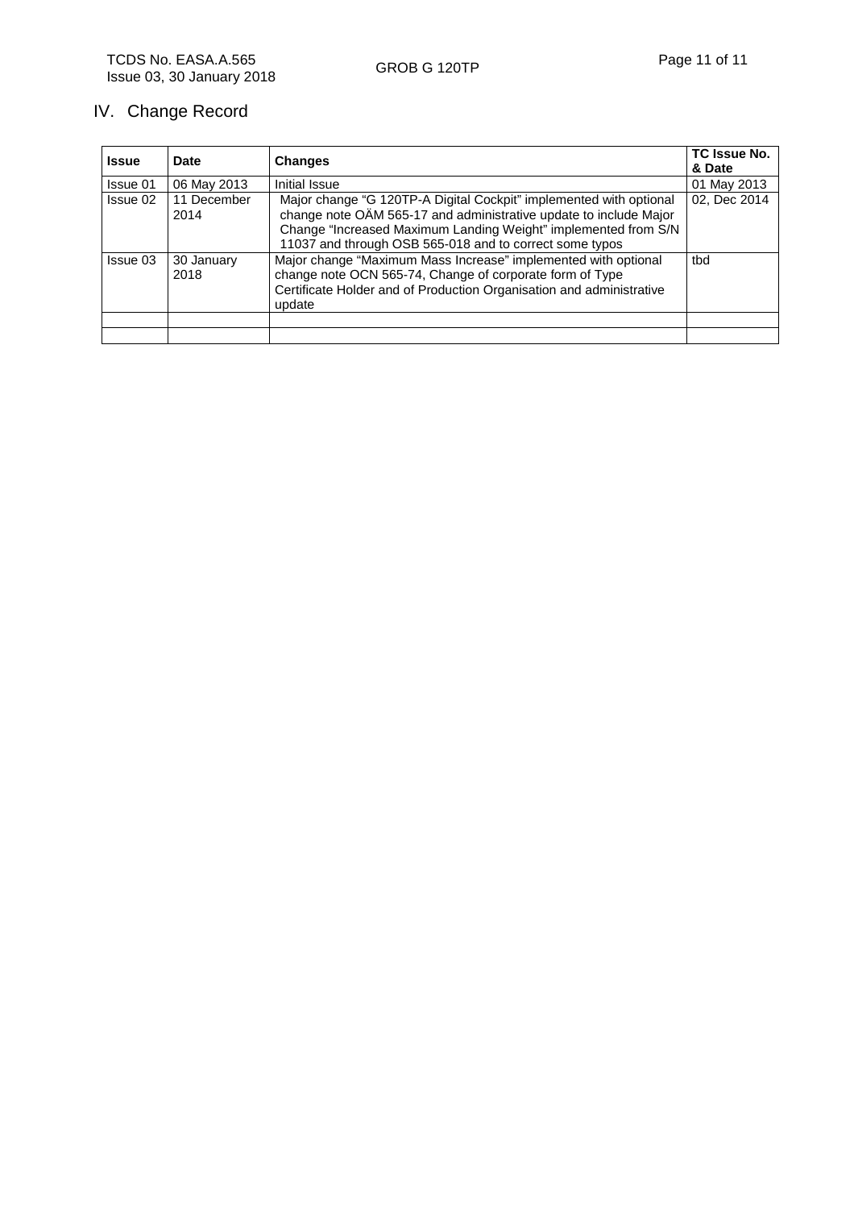## IV. Change Record

| Issue | Date | Changes | TC Issue No. & Date |
|---|---|---|---|
| Issue 01 | 06 May 2013 | Initial Issue | 01 May 2013 |
| Issue 02 | 11 December 2014 | Major change "G 120TP-A Digital Cockpit" implemented with optional change note OÄM 565-17 and administrative update to include Major Change "Increased Maximum Landing Weight" implemented from S/N 11037 and through OSB 565-018 and to correct some typos | 02, Dec 2014 |
| Issue 03 | 30 January 2018 | Major change "Maximum Mass Increase" implemented with optional change note OCN 565-74, Change of corporate form of Type Certificate Holder and of Production Organisation and administrative update | tbd |
| | | | |
| | | | |